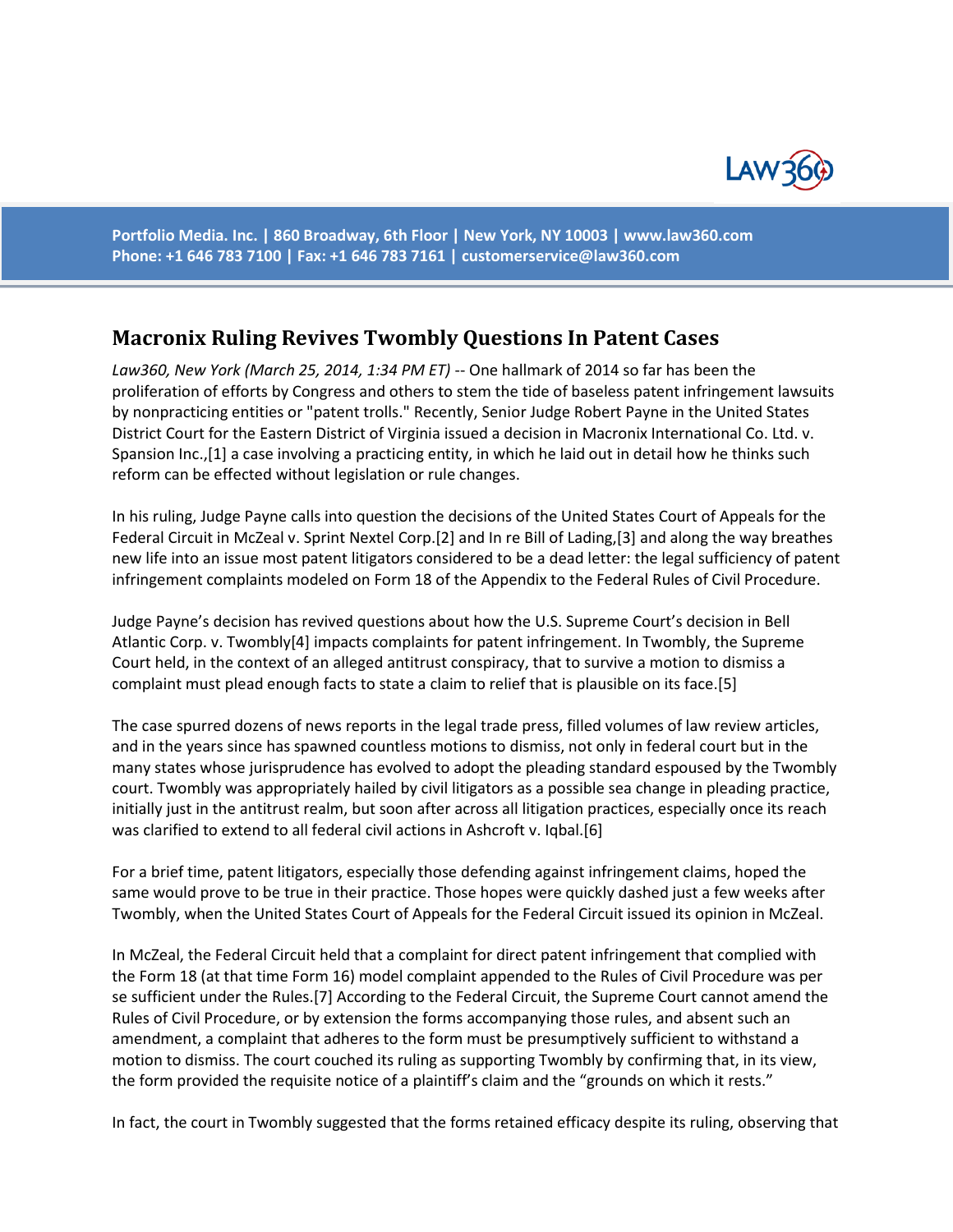# Macronix Ruling Revives Twombly Questions In Patent Cases

*Law360, New York (March 25, 2014, 1:34 PM ET)* -- One hallmark of 2014 so far has been the proliferation of efforts by Congress and others to stem the tide of baseless patent infringement lawsuits by nonpracticing entities or "patent trolls." Recently, Senior Judge Robert Payne in the United States District Court for the Eastern District of Virginia issued a decision in Macronix International Co. Ltd. v. Spansion Inc.,[1] a case involving a practicing entity, in which he laid out in detail how he thinks such reform can be effected without legislation or rule changes.

In his ruling, Judge Payne calls into question the decisions of the United States Court of Appeals for the Federal Circuit in McZeal v. Sprint Nextel Corp.[2] and In re Bill of Lading,[3] and along the way breathes new life into an issue most patent litigators considered to be a dead letter: the legal sufficiency of patent infringement complaints modeled on Form 18 of the Appendix to the Federal Rules of Civil Procedure.

Judge Payne's decision has revived questions about how the U.S. Supreme Court's decision in Bell Atlantic Corp. v. Twombly[4] impacts complaints for patent infringement. In Twombly, the Supreme Court held, in the context of an alleged antitrust conspiracy, that to survive a motion to dismiss a complaint must plead enough facts to state a claim to relief that is plausible on its face.[5]

The case spurred dozens of news reports in the legal trade press, filled volumes of law review articles, and in the years since has spawned countless motions to dismiss, not only in federal court but in the many states whose jurisprudence has evolved to adopt the pleading standard espoused by the Twombly court. Twombly was appropriately hailed by civil litigators as a possible sea change in pleading practice, initially just in the antitrust realm, but soon after across all litigation practices, especially once its reach was clarified to extend to all federal civil actions in Ashcroft v. Iqbal.[6]

For a brief time, patent litigators, especially those defending against infringement claims, hoped the same would prove to be true in their practice. Those hopes were quickly dashed just a few weeks after Twombly, when the United States Court of Appeals for the Federal Circuit issued its opinion in McZeal.

In McZeal, the Federal Circuit held that a complaint for direct patent infringement that complied with the Form 18 (at that time Form 16) model complaint appended to the Rules of Civil Procedure was per se sufficient under the Rules.[7] According to the Federal Circuit, the Supreme Court cannot amend the Rules of Civil Procedure, or by extension the forms accompanying those rules, and absent such an amendment, a complaint that adheres to the form must be presumptively sufficient to withstand a motion to dismiss. The court couched its ruling as supporting Twombly by confirming that, in its view, the form provided the requisite notice of a plaintiff's claim and the "grounds on which it rests."

In fact, the court in Twombly suggested that the forms retained efficacy despite its ruling, observing that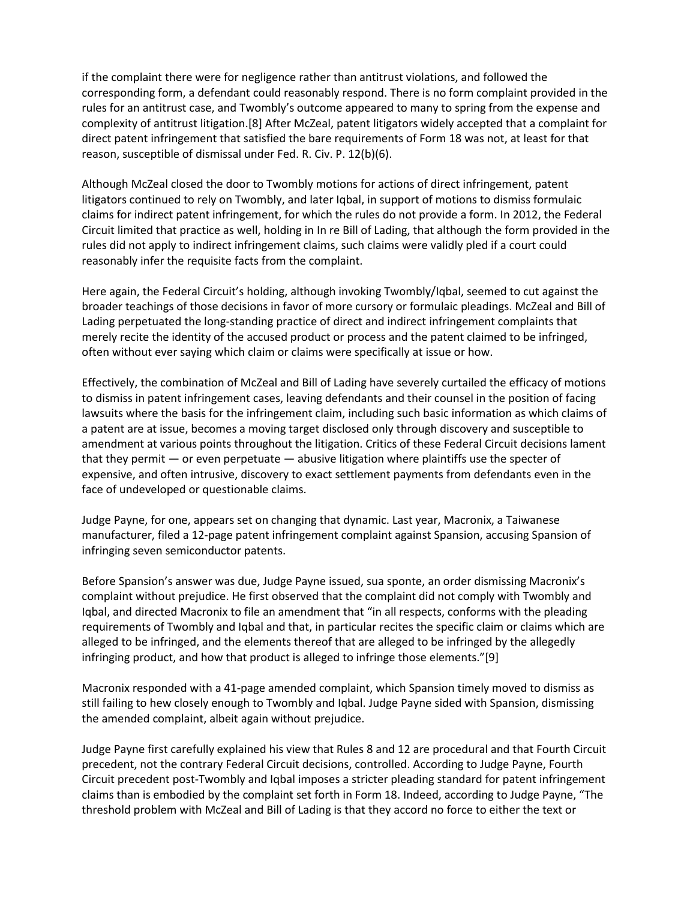if the complaint there were for negligence rather than antitrust violations, and followed the corresponding form, a defendant could reasonably respond. There is no form complaint provided in the rules for an antitrust case, and Twombly's outcome appeared to many to spring from the expense and complexity of antitrust litigation.[8] After McZeal, patent litigators widely accepted that a complaint for direct patent infringement that satisfied the bare requirements of Form 18 was not, at least for that reason, susceptible of dismissal under Fed. R. Civ. P. 12(b)(6).

Although McZeal closed the door to Twombly motions for actions of direct infringement, patent litigators continued to rely on Twombly, and later Iqbal, in support of motions to dismiss formulaic claims for indirect patent infringement, for which the rules do not provide a form. In 2012, the Federal Circuit limited that practice as well, holding in In re Bill of Lading, that although the form provided in the rules did not apply to indirect infringement claims, such claims were validly pled if a court could reasonably infer the requisite facts from the complaint.

Here again, the Federal Circuit's holding, although invoking Twombly/Iqbal, seemed to cut against the broader teachings of those decisions in favor of more cursory or formulaic pleadings. McZeal and Bill of Lading perpetuated the long-standing practice of direct and indirect infringement complaints that merely recite the identity of the accused product or process and the patent claimed to be infringed, often without ever saying which claim or claims were specifically at issue or how.

Effectively, the combination of McZeal and Bill of Lading have severely curtailed the efficacy of motions to dismiss in patent infringement cases, leaving defendants and their counsel in the position of facing lawsuits where the basis for the infringement claim, including such basic information as which claims of a patent are at issue, becomes a moving target disclosed only through discovery and susceptible to amendment at various points throughout the litigation. Critics of these Federal Circuit decisions lament that they permit — or even perpetuate — abusive litigation where plaintiffs use the specter of expensive, and often intrusive, discovery to exact settlement payments from defendants even in the face of undeveloped or questionable claims.

Judge Payne, for one, appears set on changing that dynamic. Last year, Macronix, a Taiwanese manufacturer, filed a 12-page patent infringement complaint against Spansion, accusing Spansion of infringing seven semiconductor patents.

Before Spansion's answer was due, Judge Payne issued, sua sponte, an order dismissing Macronix's complaint without prejudice. He first observed that the complaint did not comply with Twombly and Iqbal, and directed Macronix to file an amendment that "in all respects, conforms with the pleading requirements of Twombly and Iqbal and that, in particular recites the specific claim or claims which are alleged to be infringed, and the elements thereof that are alleged to be infringed by the allegedly infringing product, and how that product is alleged to infringe those elements."[9]

Macronix responded with a 41-page amended complaint, which Spansion timely moved to dismiss as still failing to hew closely enough to Twombly and Iqbal. Judge Payne sided with Spansion, dismissing the amended complaint, albeit again without prejudice.

Judge Payne first carefully explained his view that Rules 8 and 12 are procedural and that Fourth Circuit precedent, not the contrary Federal Circuit decisions, controlled. According to Judge Payne, Fourth Circuit precedent post-Twombly and Iqbal imposes a stricter pleading standard for patent infringement claims than is embodied by the complaint set forth in Form 18. Indeed, according to Judge Payne, "The threshold problem with McZeal and Bill of Lading is that they accord no force to either the text or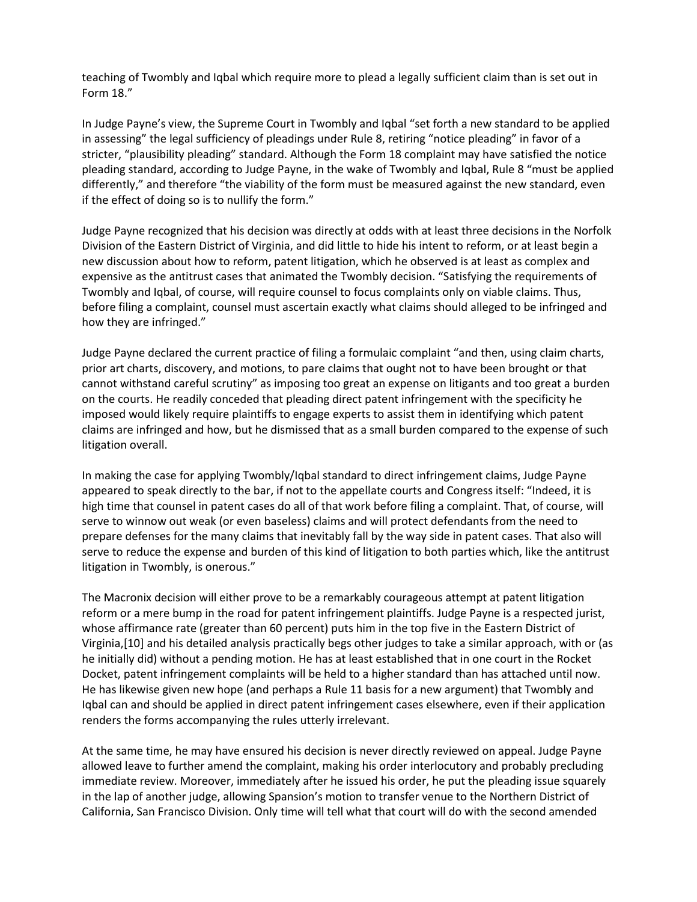teaching of Twombly and Iqbal which require more to plead a legally sufficient claim than is set out in Form 18."

In Judge Payne's view, the Supreme Court in Twombly and Iqbal "set forth a new standard to be applied in assessing" the legal sufficiency of pleadings under Rule 8, retiring "notice pleading" in favor of a stricter, "plausibility pleading" standard. Although the Form 18 complaint may have satisfied the notice pleading standard, according to Judge Payne, in the wake of Twombly and Iqbal, Rule 8 "must be applied differently," and therefore "the viability of the form must be measured against the new standard, even if the effect of doing so is to nullify the form."

Judge Payne recognized that his decision was directly at odds with at least three decisions in the Norfolk Division of the Eastern District of Virginia, and did little to hide his intent to reform, or at least begin a new discussion about how to reform, patent litigation, which he observed is at least as complex and expensive as the antitrust cases that animated the Twombly decision. "Satisfying the requirements of Twombly and Iqbal, of course, will require counsel to focus complaints only on viable claims. Thus, before filing a complaint, counsel must ascertain exactly what claims should alleged to be infringed and how they are infringed."

Judge Payne declared the current practice of filing a formulaic complaint "and then, using claim charts, prior art charts, discovery, and motions, to pare claims that ought not to have been brought or that cannot withstand careful scrutiny" as imposing too great an expense on litigants and too great a burden on the courts. He readily conceded that pleading direct patent infringement with the specificity he imposed would likely require plaintiffs to engage experts to assist them in identifying which patent claims are infringed and how, but he dismissed that as a small burden compared to the expense of such litigation overall.

In making the case for applying Twombly/Iqbal standard to direct infringement claims, Judge Payne appeared to speak directly to the bar, if not to the appellate courts and Congress itself: "Indeed, it is high time that counsel in patent cases do all of that work before filing a complaint. That, of course, will serve to winnow out weak (or even baseless) claims and will protect defendants from the need to prepare defenses for the many claims that inevitably fall by the way side in patent cases. That also will serve to reduce the expense and burden of this kind of litigation to both parties which, like the antitrust litigation in Twombly, is onerous."

The Macronix decision will either prove to be a remarkably courageous attempt at patent litigation reform or a mere bump in the road for patent infringement plaintiffs. Judge Payne is a respected jurist, whose affirmance rate (greater than 60 percent) puts him in the top five in the Eastern District of Virginia,[10] and his detailed analysis practically begs other judges to take a similar approach, with or (as he initially did) without a pending motion. He has at least established that in one court in the Rocket Docket, patent infringement complaints will be held to a higher standard than has attached until now. He has likewise given new hope (and perhaps a Rule 11 basis for a new argument) that Twombly and Iqbal can and should be applied in direct patent infringement cases elsewhere, even if their application renders the forms accompanying the rules utterly irrelevant.

At the same time, he may have ensured his decision is never directly reviewed on appeal. Judge Payne allowed leave to further amend the complaint, making his order interlocutory and probably precluding immediate review. Moreover, immediately after he issued his order, he put the pleading issue squarely in the lap of another judge, allowing Spansion's motion to transfer venue to the Northern District of California, San Francisco Division. Only time will tell what that court will do with the second amended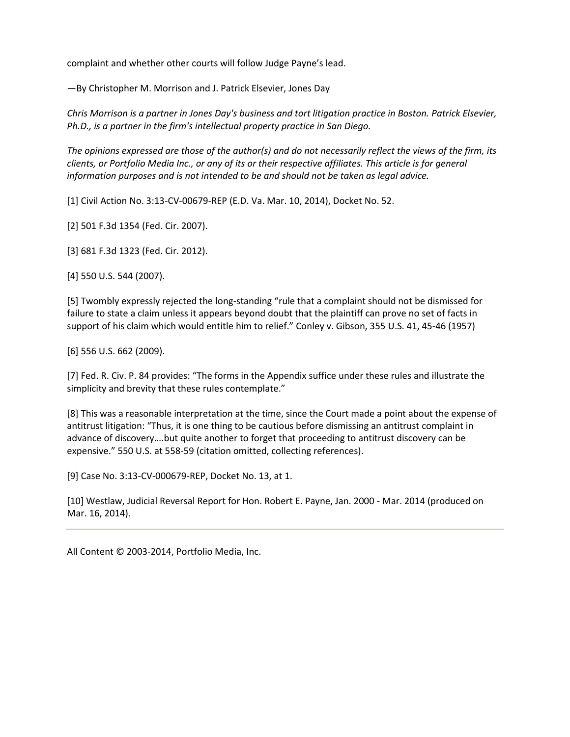complaint and whether other courts will follow Judge Payne's lead.

—By Christopher M. Morrison and J. Patrick Elsevier, Jones Day

*Chris Morrison is a partner in Jones Day's business and tort litigation practice in Boston. Patrick Elsevier, Ph.D., is a partner in the firm's intellectual property practice in San Diego.*

*The opinions expressed are those of the author(s) and do not necessarily reflect the views of the firm, its clients, or Portfolio Media Inc., or any of its or their respective affiliates. This article is for general information purposes and is not intended to be and should not be taken as legal advice.*

[1] Civil Action No. 3:13-CV-00679-REP (E.D. Va. Mar. 10, 2014), Docket No. 52.

[2] 501 F.3d 1354 (Fed. Cir. 2007).

[3] 681 F.3d 1323 (Fed. Cir. 2012).

[4] 550 U.S. 544 (2007).

[5] Twombly expressly rejected the long-standing "rule that a complaint should not be dismissed for failure to state a claim unless it appears beyond doubt that the plaintiff can prove no set of facts in support of his claim which would entitle him to relief." Conley v. Gibson, 355 U.S. 41, 45-46 (1957)

[6] 556 U.S. 662 (2009).

[7] Fed. R. Civ. P. 84 provides: "The forms in the Appendix suffice under these rules and illustrate the simplicity and brevity that these rules contemplate."

[8] This was a reasonable interpretation at the time, since the Court made a point about the expense of antitrust litigation: "Thus, it is one thing to be cautious before dismissing an antitrust complaint in advance of discovery….but quite another to forget that proceeding to antitrust discovery can be expensive." 550 U.S. at 558-59 (citation omitted, collecting references).

[9] Case No. 3:13-CV-000679-REP, Docket No. 13, at 1.

[10] Westlaw, Judicial Reversal Report for Hon. Robert E. Payne, Jan. 2000 - Mar. 2014 (produced on Mar. 16, 2014).

---

All Content © 2003-2014, Portfolio Media, Inc.